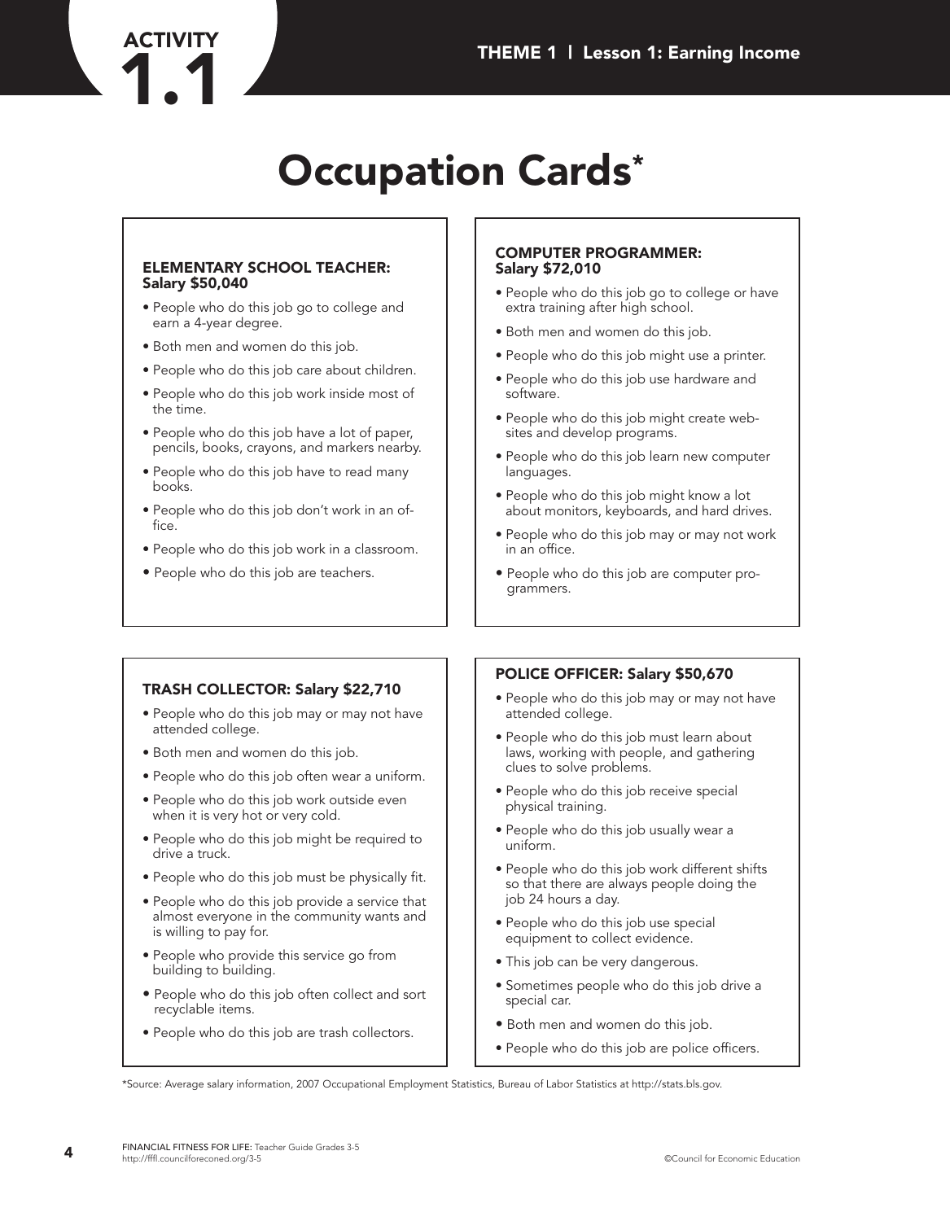# ACTIVITY 1.1

## Occupation Cards*

### ELEMENTARY SCHOOL TEACHER: Salary $50,040

- People who do this job go to college and earn a 4-year degree.
- Both men and women do this job.
- People who do this job care about children.
- People who do this job work inside most of the time.
- People who do this job have a lot of paper, pencils, books, crayons, and markers nearby.
- People who do this job have to read many books.
- People who do this job don't work in an office.
- People who do this job work in a classroom.
- People who do this job are teachers.

### COMPUTER PROGRAMMER: Salary $72,010

- People who do this job go to college or have extra training after high school.
- Both men and women do this job.
- People who do this job might use a printer.
- People who do this job use hardware and software.
- People who do this job might create websites and develop programs.
- People who do this job learn new computer languages.
- People who do this job might know a lot about monitors, keyboards, and hard drives.
- People who do this job may or may not work in an office.
- People who do this job are computer programmers.

### TRASH COLLECTOR: Salary $22,710

- People who do this job may or may not have attended college.
- Both men and women do this job.
- People who do this job often wear a uniform.
- People who do this job work outside even when it is very hot or very cold.
- People who do this job might be required to drive a truck.
- People who do this job must be physically fit.
- People who do this job provide a service that almost everyone in the community wants and is willing to pay for.
- People who provide this service go from building to building.
- People who do this job often collect and sort recyclable items.
- People who do this job are trash collectors.

### POLICE OFFICER: Salary $50,670

- People who do this job may or may not have attended college.
- People who do this job must learn about laws, working with people, and gathering clues to solve problems.
- People who do this job receive special physical training.
- People who do this job usually wear a uniform.
- People who do this job work different shifts so that there are always people doing the job 24 hours a day.
- People who do this job use special equipment to collect evidence.
- This job can be very dangerous.
- Sometimes people who do this job drive a special car.
- Both men and women do this job.
- People who do this job are police officers.

*Source: Average salary information, 2007 Occupational Employment Statistics, Bureau of Labor Statistics at http://stats.bls.gov.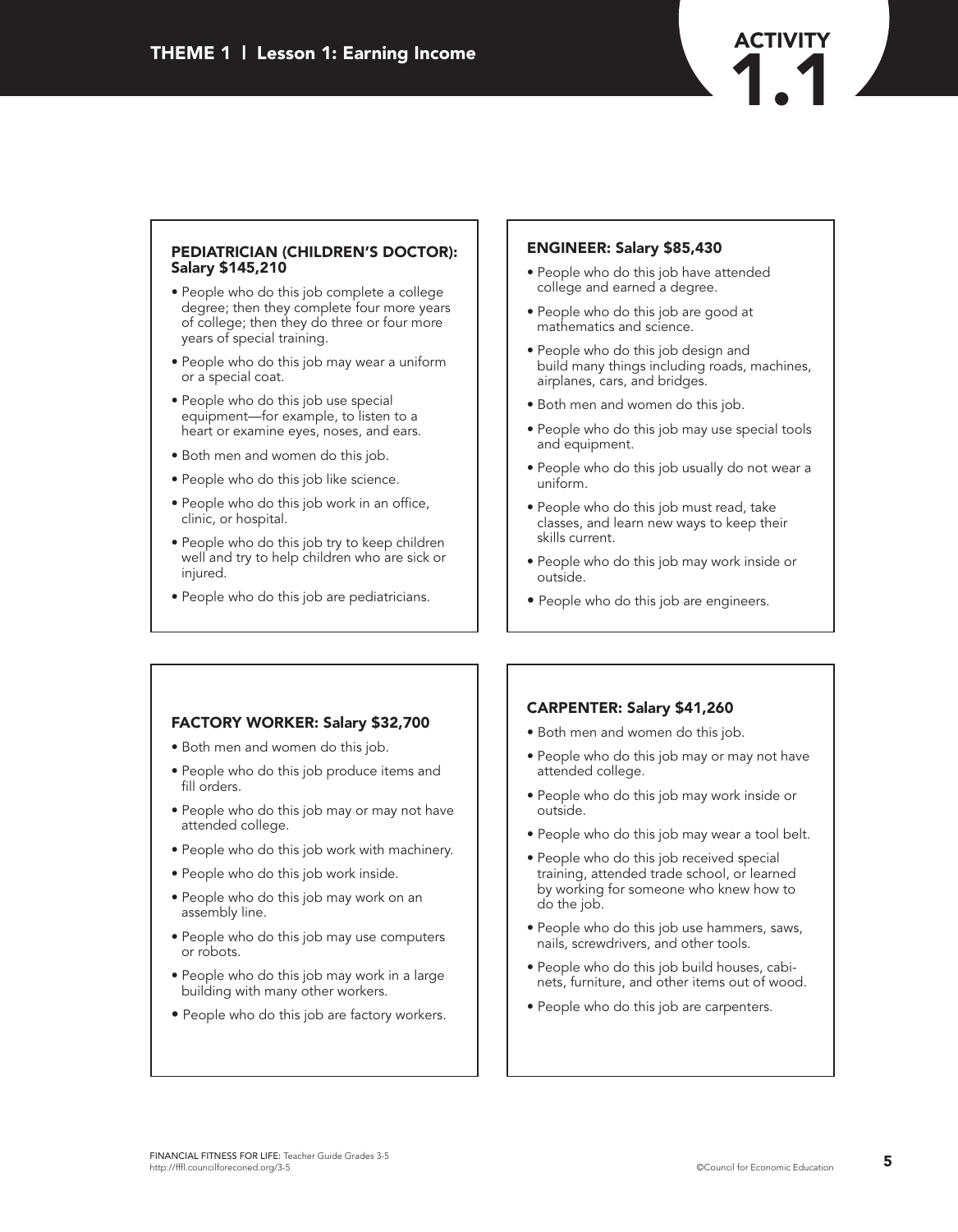# THEME 1 | Lesson 1: Earning Income

## ACTIVITY 1.1

**PEDIATRICIAN (CHILDREN'S DOCTOR): Salary $145,210**

- People who do this job complete a college degree; then they complete four more years of college; then they do three or four more years of special training.
- People who do this job may wear a uniform or a special coat.
- People who do this job use special equipment—for example, to listen to a heart or examine eyes, noses, and ears.
- Both men and women do this job.
- People who do this job like science.
- People who do this job work in an office, clinic, or hospital.
- People who do this job try to keep children well and try to help children who are sick or injured.
- People who do this job are pediatricians.

**ENGINEER: Salary $85,430**

- People who do this job have attended college and earned a degree.
- People who do this job are good at mathematics and science.
- People who do this job design and build many things including roads, machines, airplanes, cars, and bridges.
- Both men and women do this job.
- People who do this job may use special tools and equipment.
- People who do this job usually do not wear a uniform.
- People who do this job must read, take classes, and learn new ways to keep their skills current.
- People who do this job may work inside or outside.
- People who do this job are engineers.

**FACTORY WORKER: Salary $32,700**

- Both men and women do this job.
- People who do this job produce items and fill orders.
- People who do this job may or may not have attended college.
- People who do this job work with machinery.
- People who do this job work inside.
- People who do this job may work on an assembly line.
- People who do this job may use computers or robots.
- People who do this job may work in a large building with many other workers.
- People who do this job are factory workers.

**CARPENTER: Salary $41,260**

- Both men and women do this job.
- People who do this job may or may not have attended college.
- People who do this job may work inside or outside.
- People who do this job may wear a tool belt.
- People who do this job received special training, attended trade school, or learned by working for someone who knew how to do the job.
- People who do this job use hammers, saws, nails, screwdrivers, and other tools.
- People who do this job build houses, cabinets, furniture, and other items out of wood.
- People who do this job are carpenters.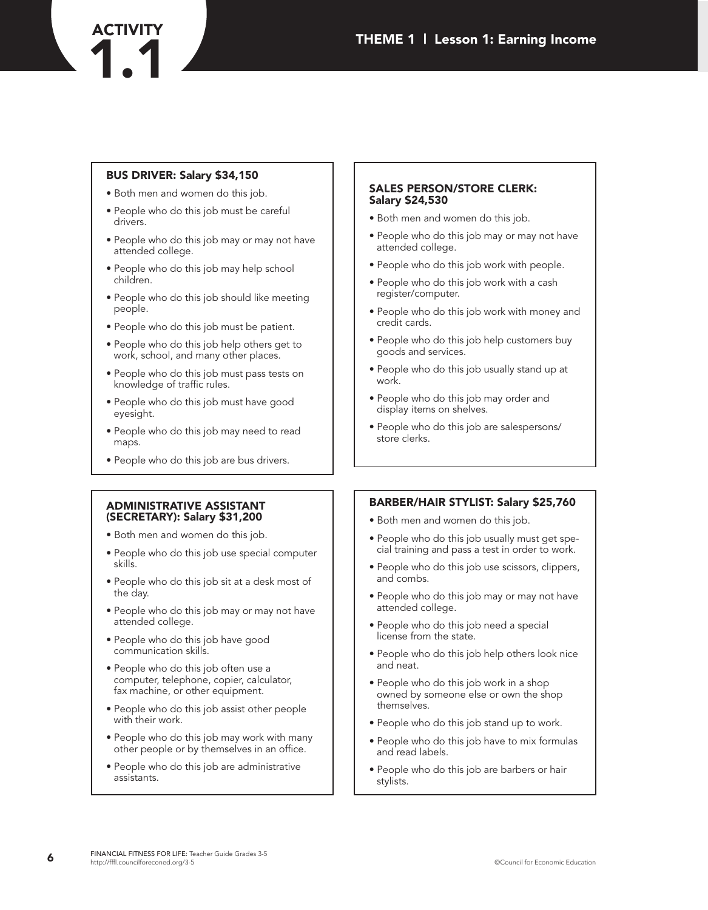# ACTIVITY 1.1

## BUS DRIVER: Salary $34,150

- Both men and women do this job.
- People who do this job must be careful drivers.
- People who do this job may or may not have attended college.
- People who do this job may help school children.
- People who do this job should like meeting people.
- People who do this job must be patient.
- People who do this job help others get to work, school, and many other places.
- People who do this job must pass tests on knowledge of traffic rules.
- People who do this job must have good eyesight.
- People who do this job may need to read maps.
- People who do this job are bus drivers.

## SALES PERSON/STORE CLERK: Salary $24,530

- Both men and women do this job.
- People who do this job may or may not have attended college.
- People who do this job work with people.
- People who do this job work with a cash register/computer.
- People who do this job work with money and credit cards.
- People who do this job help customers buy goods and services.
- People who do this job usually stand up at work.
- People who do this job may order and display items on shelves.
- People who do this job are salespersons/store clerks.

## ADMINISTRATIVE ASSISTANT (SECRETARY): Salary $31,200

- Both men and women do this job.
- People who do this job use special computer skills.
- People who do this job sit at a desk most of the day.
- People who do this job may or may not have attended college.
- People who do this job have good communication skills.
- People who do this job often use a computer, telephone, copier, calculator, fax machine, or other equipment.
- People who do this job assist other people with their work.
- People who do this job may work with many other people or by themselves in an office.
- People who do this job are administrative assistants.

## BARBER/HAIR STYLIST: Salary $25,760

- Both men and women do this job.
- People who do this job usually must get special training and pass a test in order to work.
- People who do this job use scissors, clippers, and combs.
- People who do this job may or may not have attended college.
- People who do this job need a special license from the state.
- People who do this job help others look nice and neat.
- People who do this job work in a shop owned by someone else or own the shop themselves.
- People who do this job stand up to work.
- People who do this job have to mix formulas and read labels.
- People who do this job are barbers or hair stylists.